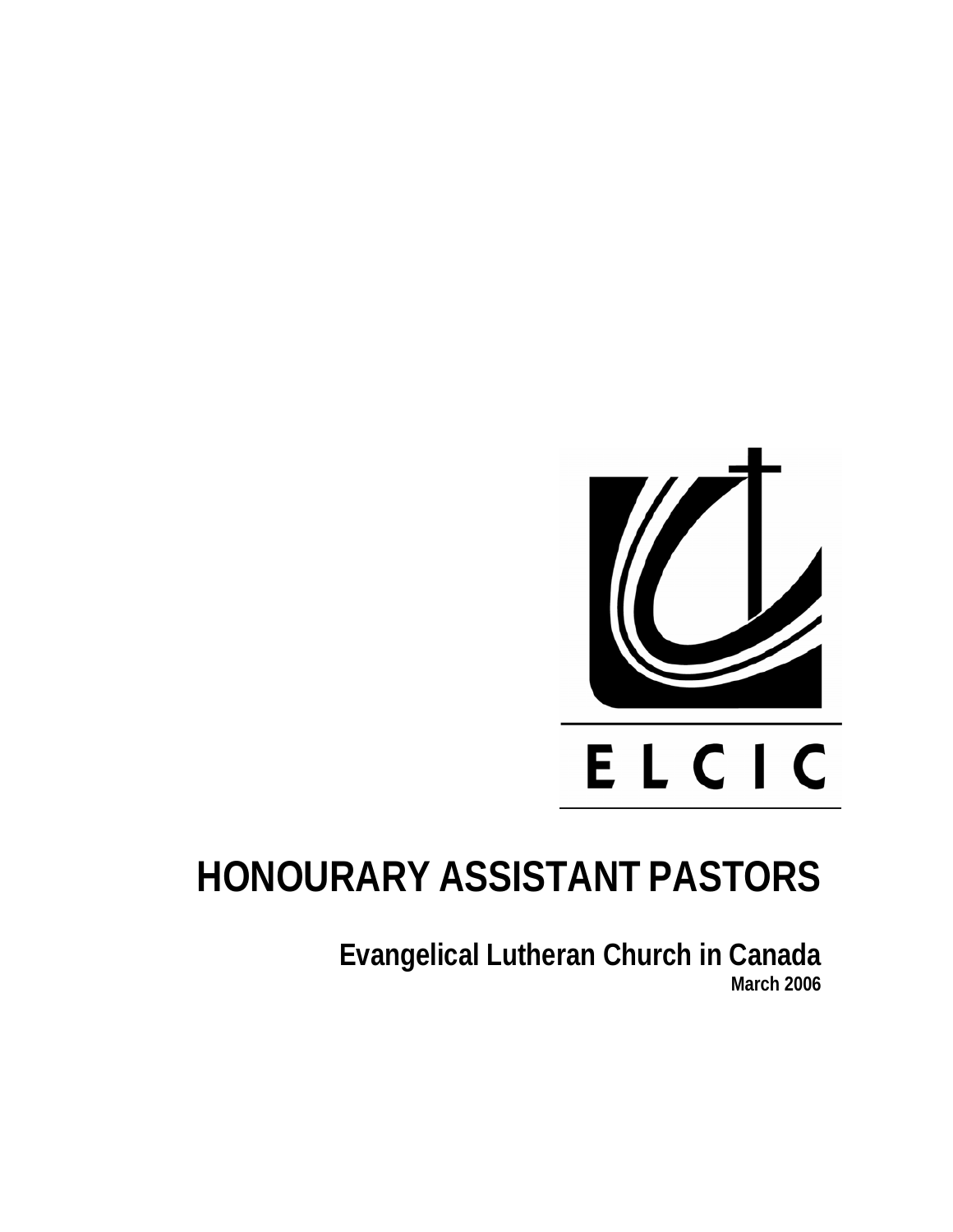ELCIC

# HONOURARY ASSISTANT PASTORS

## Evangelical Lutheran Church in Canada

**March 2006**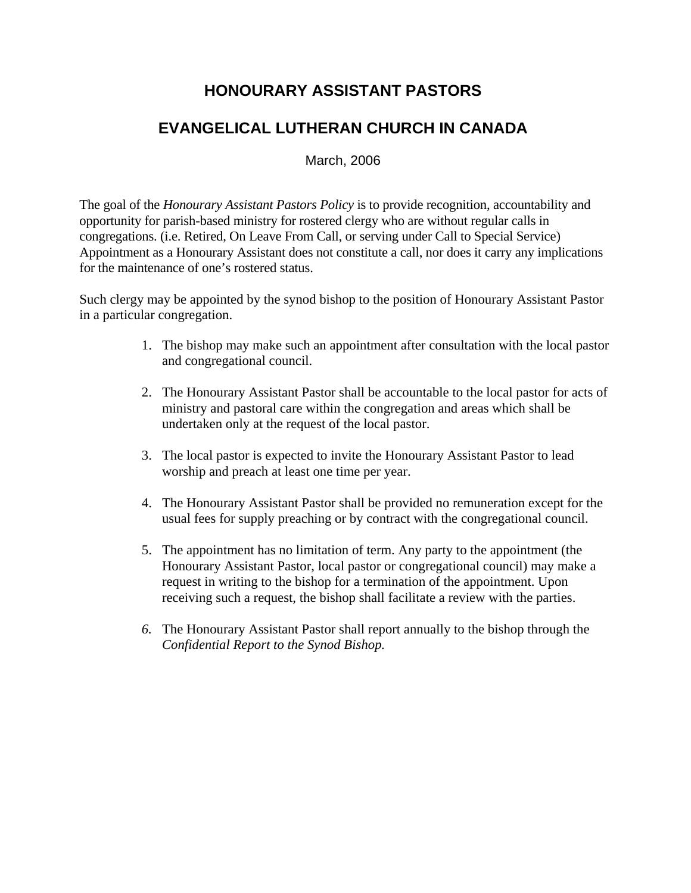# HONOURARY ASSISTANT PASTORS

# EVANGELICAL LUTHERAN CHURCH IN CANADA

March, 2006

The goal of the *Honourary Assistant Pastors Policy* is to provide recognition, accountability and opportunity for parish-based ministry for rostered clergy who are without regular calls in congregations. (i.e. Retired, On Leave From Call, or serving under Call to Special Service) Appointment as a Honourary Assistant does not constitute a call, nor does it carry any implications for the maintenance of one's rostered status.

Such clergy may be appointed by the synod bishop to the position of Honourary Assistant Pastor in a particular congregation.

1. The bishop may make such an appointment after consultation with the local pastor and congregational council.

2. The Honourary Assistant Pastor shall be accountable to the local pastor for acts of ministry and pastoral care within the congregation and areas which shall be undertaken only at the request of the local pastor.

3. The local pastor is expected to invite the Honourary Assistant Pastor to lead worship and preach at least one time per year.

4. The Honourary Assistant Pastor shall be provided no remuneration except for the usual fees for supply preaching or by contract with the congregational council.

5. The appointment has no limitation of term. Any party to the appointment (the Honourary Assistant Pastor, local pastor or congregational council) may make a request in writing to the bishop for a termination of the appointment. Upon receiving such a request, the bishop shall facilitate a review with the parties.

6. The Honourary Assistant Pastor shall report annually to the bishop through the *Confidential Report to the Synod Bishop.*